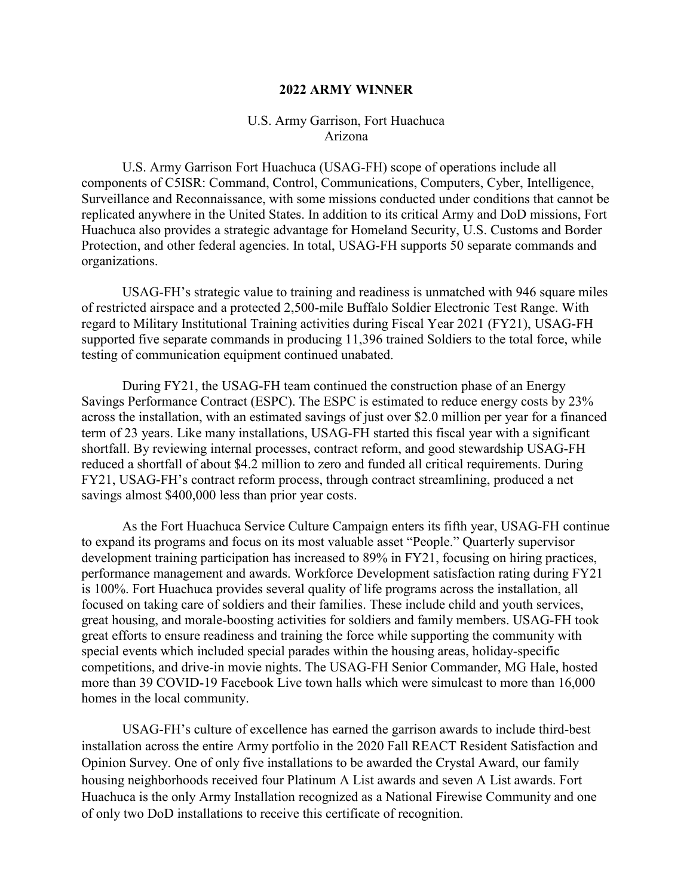# 2022 ARMY WINNER

U.S. Army Garrison, Fort Huachuca
Arizona

U.S. Army Garrison Fort Huachuca (USAG-FH) scope of operations include all components of C5ISR: Command, Control, Communications, Computers, Cyber, Intelligence, Surveillance and Reconnaissance, with some missions conducted under conditions that cannot be replicated anywhere in the United States. In addition to its critical Army and DoD missions, Fort Huachuca also provides a strategic advantage for Homeland Security, U.S. Customs and Border Protection, and other federal agencies. In total, USAG-FH supports 50 separate commands and organizations.

USAG-FH's strategic value to training and readiness is unmatched with 946 square miles of restricted airspace and a protected 2,500-mile Buffalo Soldier Electronic Test Range. With regard to Military Institutional Training activities during Fiscal Year 2021 (FY21), USAG-FH supported five separate commands in producing 11,396 trained Soldiers to the total force, while testing of communication equipment continued unabated.

During FY21, the USAG-FH team continued the construction phase of an Energy Savings Performance Contract (ESPC). The ESPC is estimated to reduce energy costs by 23% across the installation, with an estimated savings of just over $2.0 million per year for a financed term of 23 years. Like many installations, USAG-FH started this fiscal year with a significant shortfall. By reviewing internal processes, contract reform, and good stewardship USAG-FH reduced a shortfall of about $4.2 million to zero and funded all critical requirements. During FY21, USAG-FH's contract reform process, through contract streamlining, produced a net savings almost $400,000 less than prior year costs.

As the Fort Huachuca Service Culture Campaign enters its fifth year, USAG-FH continue to expand its programs and focus on its most valuable asset "People." Quarterly supervisor development training participation has increased to 89% in FY21, focusing on hiring practices, performance management and awards. Workforce Development satisfaction rating during FY21 is 100%. Fort Huachuca provides several quality of life programs across the installation, all focused on taking care of soldiers and their families. These include child and youth services, great housing, and morale-boosting activities for soldiers and family members. USAG-FH took great efforts to ensure readiness and training the force while supporting the community with special events which included special parades within the housing areas, holiday-specific competitions, and drive-in movie nights. The USAG-FH Senior Commander, MG Hale, hosted more than 39 COVID-19 Facebook Live town halls which were simulcast to more than 16,000 homes in the local community.

USAG-FH's culture of excellence has earned the garrison awards to include third-best installation across the entire Army portfolio in the 2020 Fall REACT Resident Satisfaction and Opinion Survey. One of only five installations to be awarded the Crystal Award, our family housing neighborhoods received four Platinum A List awards and seven A List awards. Fort Huachuca is the only Army Installation recognized as a National Firewise Community and one of only two DoD installations to receive this certificate of recognition.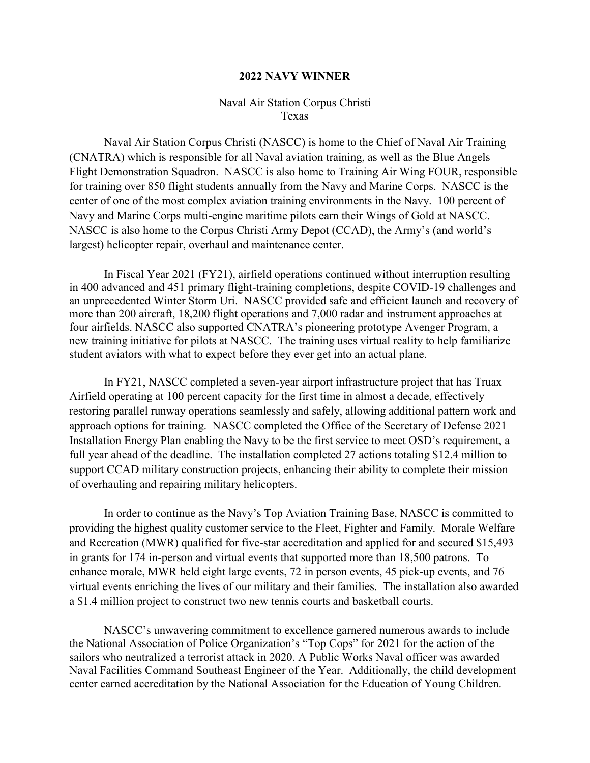**2022 NAVY WINNER**

Naval Air Station Corpus Christi
Texas

Naval Air Station Corpus Christi (NASCC) is home to the Chief of Naval Air Training (CNATRA) which is responsible for all Naval aviation training, as well as the Blue Angels Flight Demonstration Squadron. NASCC is also home to Training Air Wing FOUR, responsible for training over 850 flight students annually from the Navy and Marine Corps. NASCC is the center of one of the most complex aviation training environments in the Navy. 100 percent of Navy and Marine Corps multi-engine maritime pilots earn their Wings of Gold at NASCC. NASCC is also home to the Corpus Christi Army Depot (CCAD), the Army's (and world's largest) helicopter repair, overhaul and maintenance center.

In Fiscal Year 2021 (FY21), airfield operations continued without interruption resulting in 400 advanced and 451 primary flight-training completions, despite COVID-19 challenges and an unprecedented Winter Storm Uri. NASCC provided safe and efficient launch and recovery of more than 200 aircraft, 18,200 flight operations and 7,000 radar and instrument approaches at four airfields. NASCC also supported CNATRA's pioneering prototype Avenger Program, a new training initiative for pilots at NASCC. The training uses virtual reality to help familiarize student aviators with what to expect before they ever get into an actual plane.

In FY21, NASCC completed a seven-year airport infrastructure project that has Truax Airfield operating at 100 percent capacity for the first time in almost a decade, effectively restoring parallel runway operations seamlessly and safely, allowing additional pattern work and approach options for training. NASCC completed the Office of the Secretary of Defense 2021 Installation Energy Plan enabling the Navy to be the first service to meet OSD's requirement, a full year ahead of the deadline. The installation completed 27 actions totaling $12.4 million to support CCAD military construction projects, enhancing their ability to complete their mission of overhauling and repairing military helicopters.

In order to continue as the Navy's Top Aviation Training Base, NASCC is committed to providing the highest quality customer service to the Fleet, Fighter and Family. Morale Welfare and Recreation (MWR) qualified for five-star accreditation and applied for and secured $15,493 in grants for 174 in-person and virtual events that supported more than 18,500 patrons. To enhance morale, MWR held eight large events, 72 in person events, 45 pick-up events, and 76 virtual events enriching the lives of our military and their families. The installation also awarded a $1.4 million project to construct two new tennis courts and basketball courts.

NASCC's unwavering commitment to excellence garnered numerous awards to include the National Association of Police Organization's "Top Cops" for 2021 for the action of the sailors who neutralized a terrorist attack in 2020. A Public Works Naval officer was awarded Naval Facilities Command Southeast Engineer of the Year. Additionally, the child development center earned accreditation by the National Association for the Education of Young Children.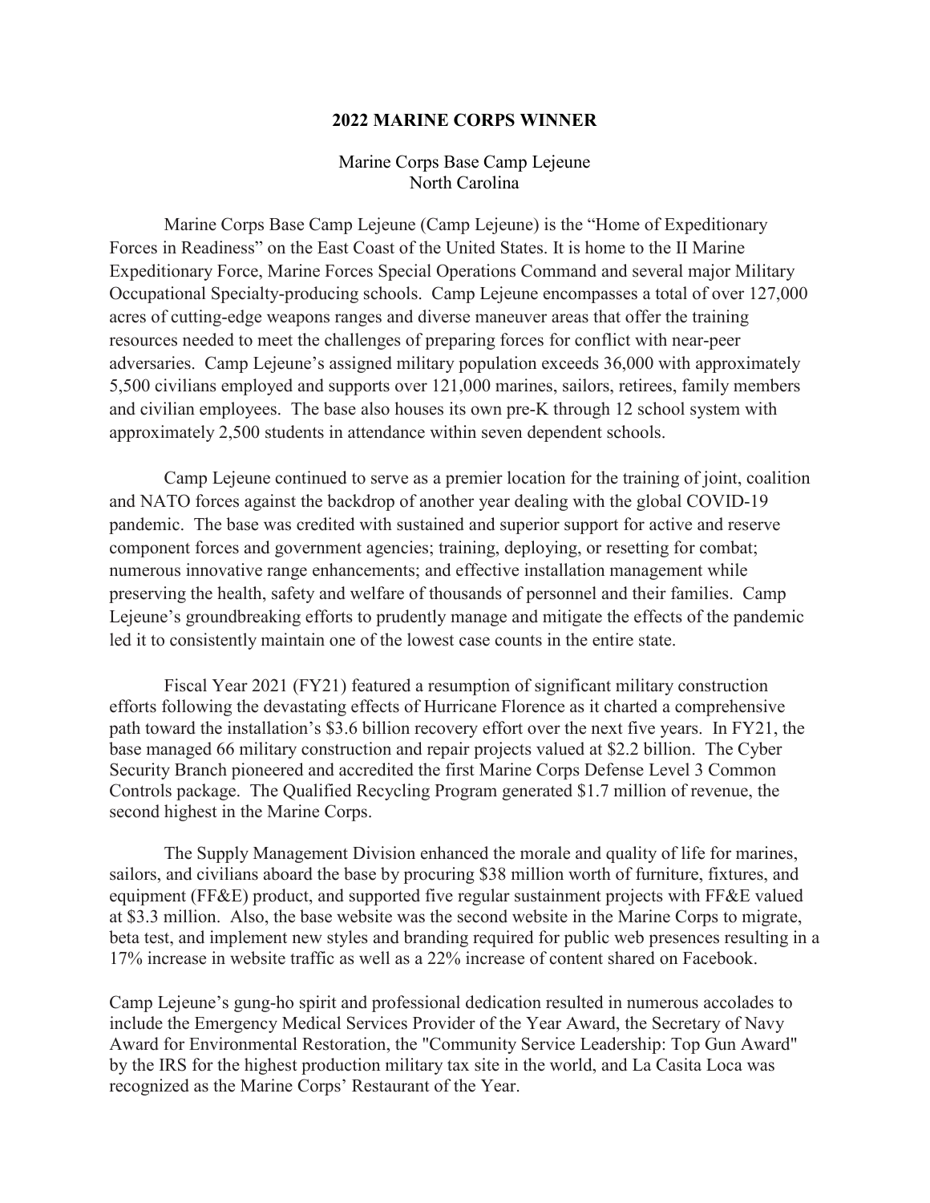## 2022 MARINE CORPS WINNER

Marine Corps Base Camp Lejeune
North Carolina

Marine Corps Base Camp Lejeune (Camp Lejeune) is the "Home of Expeditionary Forces in Readiness" on the East Coast of the United States. It is home to the II Marine Expeditionary Force, Marine Forces Special Operations Command and several major Military Occupational Specialty-producing schools. Camp Lejeune encompasses a total of over 127,000 acres of cutting-edge weapons ranges and diverse maneuver areas that offer the training resources needed to meet the challenges of preparing forces for conflict with near-peer adversaries. Camp Lejeune's assigned military population exceeds 36,000 with approximately 5,500 civilians employed and supports over 121,000 marines, sailors, retirees, family members and civilian employees. The base also houses its own pre-K through 12 school system with approximately 2,500 students in attendance within seven dependent schools.

Camp Lejeune continued to serve as a premier location for the training of joint, coalition and NATO forces against the backdrop of another year dealing with the global COVID-19 pandemic. The base was credited with sustained and superior support for active and reserve component forces and government agencies; training, deploying, or resetting for combat; numerous innovative range enhancements; and effective installation management while preserving the health, safety and welfare of thousands of personnel and their families. Camp Lejeune's groundbreaking efforts to prudently manage and mitigate the effects of the pandemic led it to consistently maintain one of the lowest case counts in the entire state.

Fiscal Year 2021 (FY21) featured a resumption of significant military construction efforts following the devastating effects of Hurricane Florence as it charted a comprehensive path toward the installation's \$3.6 billion recovery effort over the next five years. In FY21, the base managed 66 military construction and repair projects valued at \$2.2 billion. The Cyber Security Branch pioneered and accredited the first Marine Corps Defense Level 3 Common Controls package. The Qualified Recycling Program generated \$1.7 million of revenue, the second highest in the Marine Corps.

The Supply Management Division enhanced the morale and quality of life for marines, sailors, and civilians aboard the base by procuring \$38 million worth of furniture, fixtures, and equipment (FF&E) product, and supported five regular sustainment projects with FF&E valued at \$3.3 million. Also, the base website was the second website in the Marine Corps to migrate, beta test, and implement new styles and branding required for public web presences resulting in a 17% increase in website traffic as well as a 22% increase of content shared on Facebook.

Camp Lejeune's gung-ho spirit and professional dedication resulted in numerous accolades to include the Emergency Medical Services Provider of the Year Award, the Secretary of Navy Award for Environmental Restoration, the "Community Service Leadership: Top Gun Award" by the IRS for the highest production military tax site in the world, and La Casita Loca was recognized as the Marine Corps' Restaurant of the Year.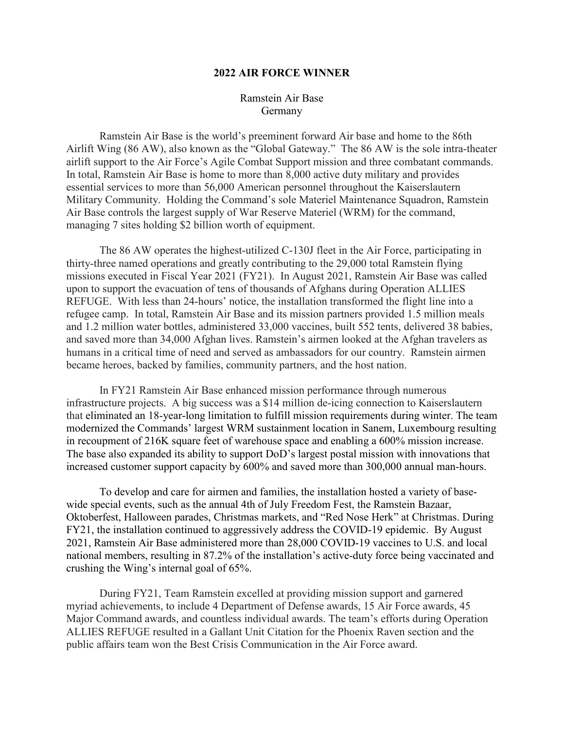**2022 AIR FORCE WINNER**

Ramstein Air Base
Germany

Ramstein Air Base is the world's preeminent forward Air base and home to the 86th Airlift Wing (86 AW), also known as the "Global Gateway." The 86 AW is the sole intra-theater airlift support to the Air Force's Agile Combat Support mission and three combatant commands. In total, Ramstein Air Base is home to more than 8,000 active duty military and provides essential services to more than 56,000 American personnel throughout the Kaiserslautern Military Community. Holding the Command's sole Materiel Maintenance Squadron, Ramstein Air Base controls the largest supply of War Reserve Materiel (WRM) for the command, managing 7 sites holding $2 billion worth of equipment.

The 86 AW operates the highest-utilized C-130J fleet in the Air Force, participating in thirty-three named operations and greatly contributing to the 29,000 total Ramstein flying missions executed in Fiscal Year 2021 (FY21). In August 2021, Ramstein Air Base was called upon to support the evacuation of tens of thousands of Afghans during Operation ALLIES REFUGE. With less than 24-hours' notice, the installation transformed the flight line into a refugee camp. In total, Ramstein Air Base and its mission partners provided 1.5 million meals and 1.2 million water bottles, administered 33,000 vaccines, built 552 tents, delivered 38 babies, and saved more than 34,000 Afghan lives. Ramstein's airmen looked at the Afghan travelers as humans in a critical time of need and served as ambassadors for our country. Ramstein airmen became heroes, backed by families, community partners, and the host nation.

In FY21 Ramstein Air Base enhanced mission performance through numerous infrastructure projects. A big success was a $14 million de-icing connection to Kaiserslautern that eliminated an 18-year-long limitation to fulfill mission requirements during winter. The team modernized the Commands' largest WRM sustainment location in Sanem, Luxembourg resulting in recoupment of 216K square feet of warehouse space and enabling a 600% mission increase. The base also expanded its ability to support DoD's largest postal mission with innovations that increased customer support capacity by 600% and saved more than 300,000 annual man-hours.

To develop and care for airmen and families, the installation hosted a variety of base-wide special events, such as the annual 4th of July Freedom Fest, the Ramstein Bazaar, Oktoberfest, Halloween parades, Christmas markets, and "Red Nose Herk" at Christmas. During FY21, the installation continued to aggressively address the COVID-19 epidemic. By August 2021, Ramstein Air Base administered more than 28,000 COVID-19 vaccines to U.S. and local national members, resulting in 87.2% of the installation's active-duty force being vaccinated and crushing the Wing's internal goal of 65%.

During FY21, Team Ramstein excelled at providing mission support and garnered myriad achievements, to include 4 Department of Defense awards, 15 Air Force awards, 45 Major Command awards, and countless individual awards. The team's efforts during Operation ALLIES REFUGE resulted in a Gallant Unit Citation for the Phoenix Raven section and the public affairs team won the Best Crisis Communication in the Air Force award.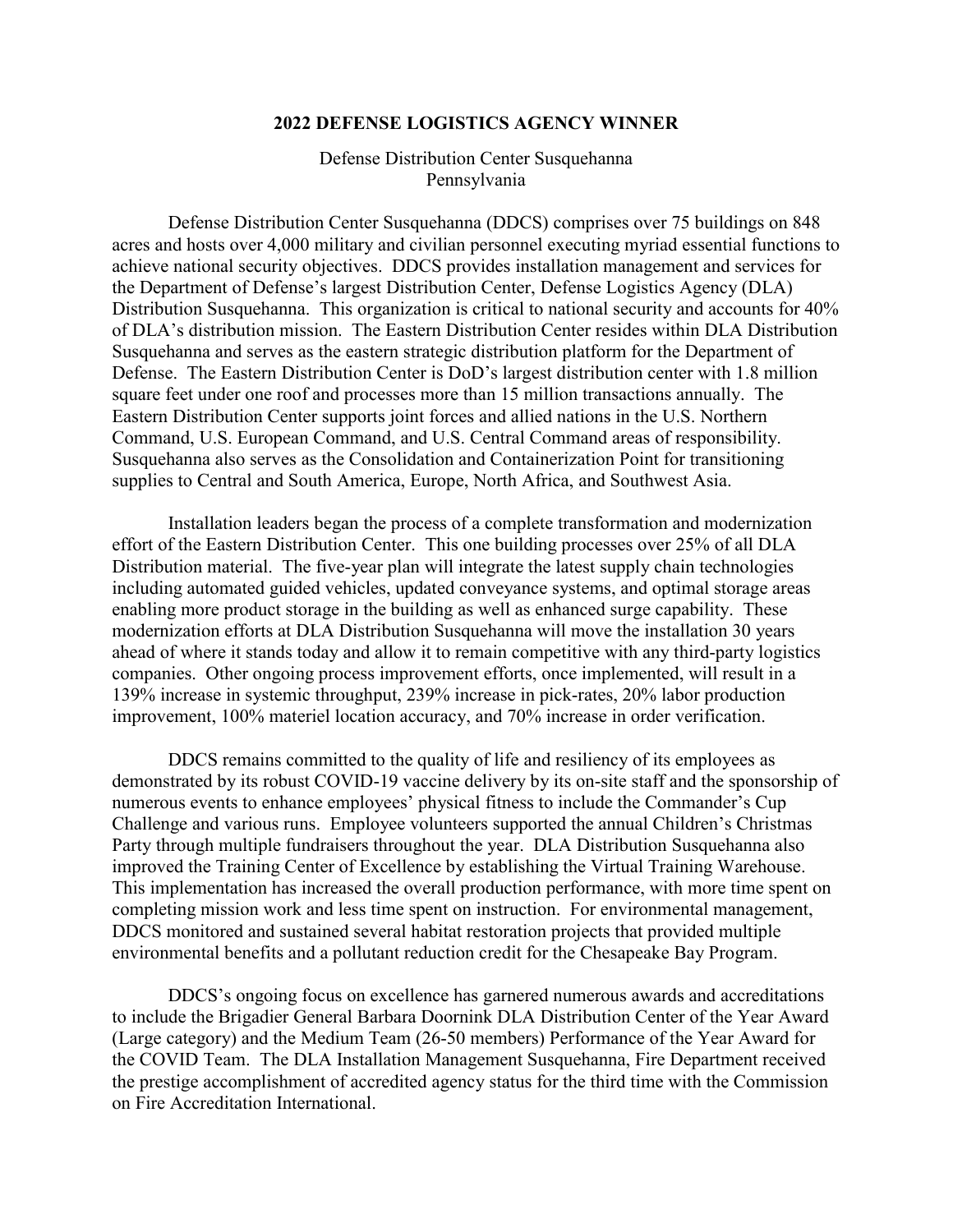## 2022 DEFENSE LOGISTICS AGENCY WINNER

Defense Distribution Center Susquehanna
Pennsylvania

Defense Distribution Center Susquehanna (DDCS) comprises over 75 buildings on 848 acres and hosts over 4,000 military and civilian personnel executing myriad essential functions to achieve national security objectives. DDCS provides installation management and services for the Department of Defense's largest Distribution Center, Defense Logistics Agency (DLA) Distribution Susquehanna. This organization is critical to national security and accounts for 40% of DLA's distribution mission. The Eastern Distribution Center resides within DLA Distribution Susquehanna and serves as the eastern strategic distribution platform for the Department of Defense. The Eastern Distribution Center is DoD's largest distribution center with 1.8 million square feet under one roof and processes more than 15 million transactions annually. The Eastern Distribution Center supports joint forces and allied nations in the U.S. Northern Command, U.S. European Command, and U.S. Central Command areas of responsibility. Susquehanna also serves as the Consolidation and Containerization Point for transitioning supplies to Central and South America, Europe, North Africa, and Southwest Asia.

Installation leaders began the process of a complete transformation and modernization effort of the Eastern Distribution Center. This one building processes over 25% of all DLA Distribution material. The five-year plan will integrate the latest supply chain technologies including automated guided vehicles, updated conveyance systems, and optimal storage areas enabling more product storage in the building as well as enhanced surge capability. These modernization efforts at DLA Distribution Susquehanna will move the installation 30 years ahead of where it stands today and allow it to remain competitive with any third-party logistics companies. Other ongoing process improvement efforts, once implemented, will result in a 139% increase in systemic throughput, 239% increase in pick-rates, 20% labor production improvement, 100% materiel location accuracy, and 70% increase in order verification.

DDCS remains committed to the quality of life and resiliency of its employees as demonstrated by its robust COVID-19 vaccine delivery by its on-site staff and the sponsorship of numerous events to enhance employees' physical fitness to include the Commander's Cup Challenge and various runs. Employee volunteers supported the annual Children's Christmas Party through multiple fundraisers throughout the year. DLA Distribution Susquehanna also improved the Training Center of Excellence by establishing the Virtual Training Warehouse. This implementation has increased the overall production performance, with more time spent on completing mission work and less time spent on instruction. For environmental management, DDCS monitored and sustained several habitat restoration projects that provided multiple environmental benefits and a pollutant reduction credit for the Chesapeake Bay Program.

DDCS's ongoing focus on excellence has garnered numerous awards and accreditations to include the Brigadier General Barbara Doornink DLA Distribution Center of the Year Award (Large category) and the Medium Team (26-50 members) Performance of the Year Award for the COVID Team. The DLA Installation Management Susquehanna, Fire Department received the prestige accomplishment of accredited agency status for the third time with the Commission on Fire Accreditation International.